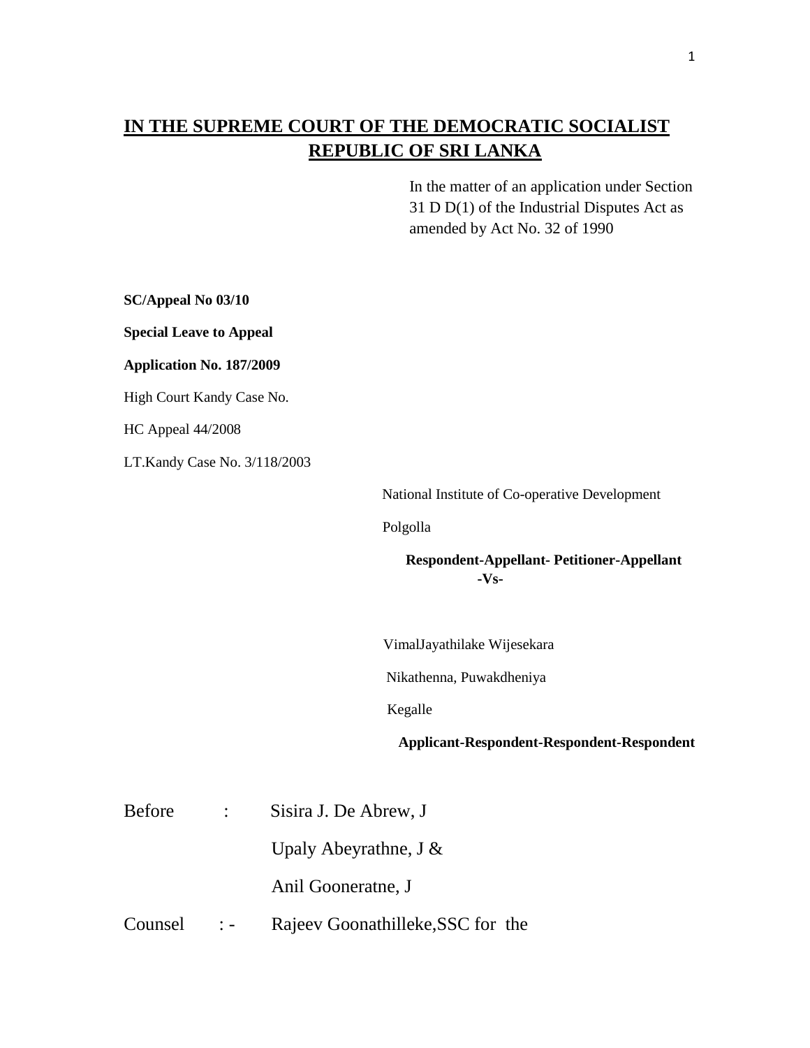# IN THE SUPREME COURT OF THE DEMOCRATIC SOCIALIST REPUBLIC OF SRI LANKA

In the matter of an application under Section 31 D D(1) of the Industrial Disputes Act as amended by Act No. 32 of 1990

**SC/Appeal No 03/10**

**Special Leave to Appeal**

**Application No. 187/2009**

High Court Kandy Case No.

HC Appeal 44/2008

LT.Kandy Case No. 3/118/2003

National Institute of Co-operative Development

Polgolla

**Respondent-Appellant- Petitioner-Appellant**

**-Vs-**

VimalJayathilake Wijesekara

Nikathenna, Puwakdheniya

Kegalle

**Applicant-Respondent-Respondent-Respondent**

Before : Sisira J. De Abrew, J

Upaly Abeyrathne, J &

Anil Gooneratne, J

Counsel : - Rajeev Goonathilleke,SSC for the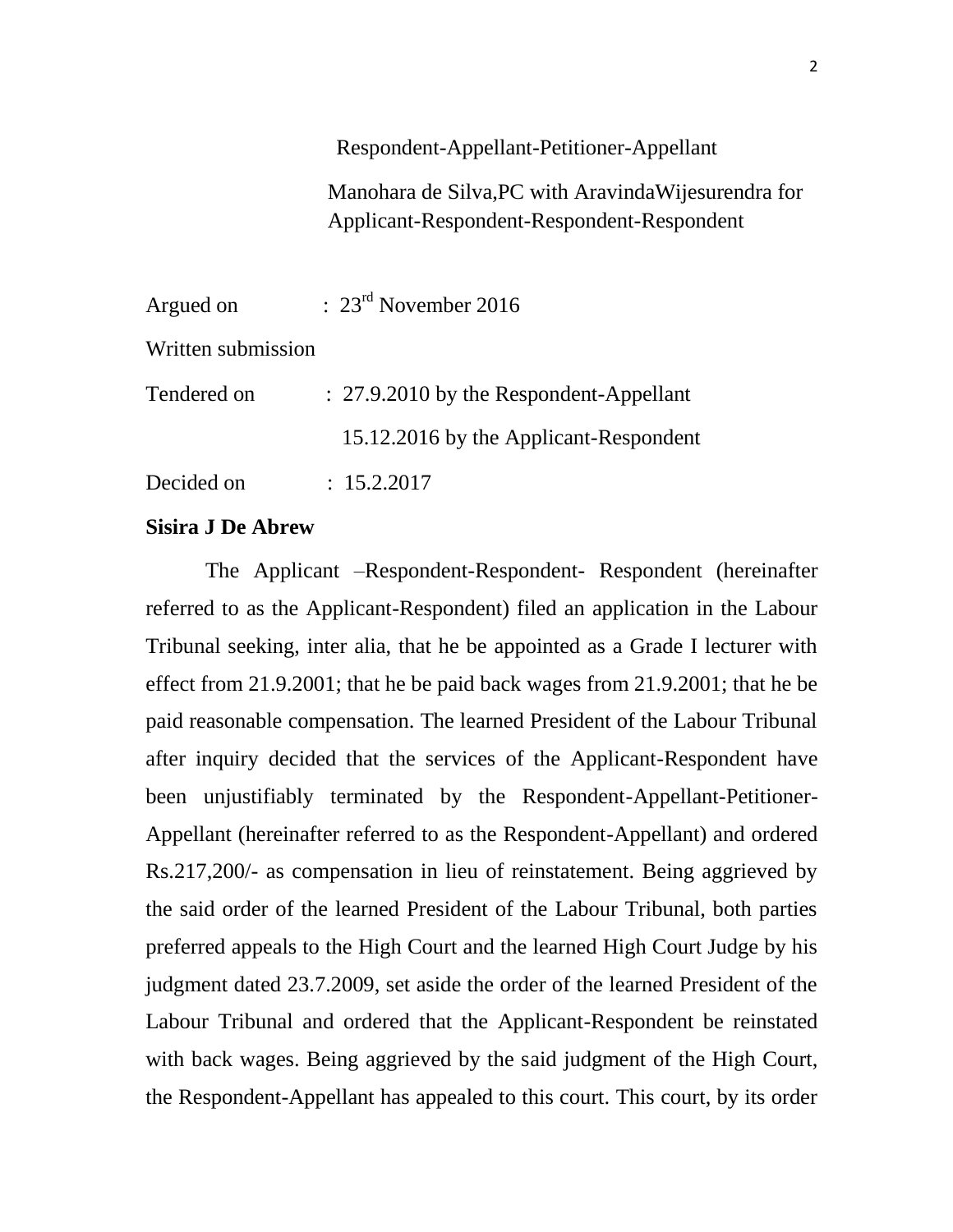Respondent-Appellant-Petitioner-Appellant

Manohara de Silva,PC with AravindaWijesurendra for Applicant-Respondent-Respondent-Respondent

Argued on : 23rd November 2016

Written submission

Tendered on : 27.9.2010 by the Respondent-Appellant

15.12.2016 by the Applicant-Respondent

Decided on : 15.2.2017

**Sisira J De Abrew**

The Applicant –Respondent-Respondent- Respondent (hereinafter referred to as the Applicant-Respondent) filed an application in the Labour Tribunal seeking, inter alia, that he be appointed as a Grade I lecturer with effect from 21.9.2001; that he be paid back wages from 21.9.2001; that he be paid reasonable compensation. The learned President of the Labour Tribunal after inquiry decided that the services of the Applicant-Respondent have been unjustifiably terminated by the Respondent-Appellant-Petitioner-Appellant (hereinafter referred to as the Respondent-Appellant) and ordered Rs.217,200/- as compensation in lieu of reinstatement. Being aggrieved by the said order of the learned President of the Labour Tribunal, both parties preferred appeals to the High Court and the learned High Court Judge by his judgment dated 23.7.2009, set aside the order of the learned President of the Labour Tribunal and ordered that the Applicant-Respondent be reinstated with back wages. Being aggrieved by the said judgment of the High Court, the Respondent-Appellant has appealed to this court. This court, by its order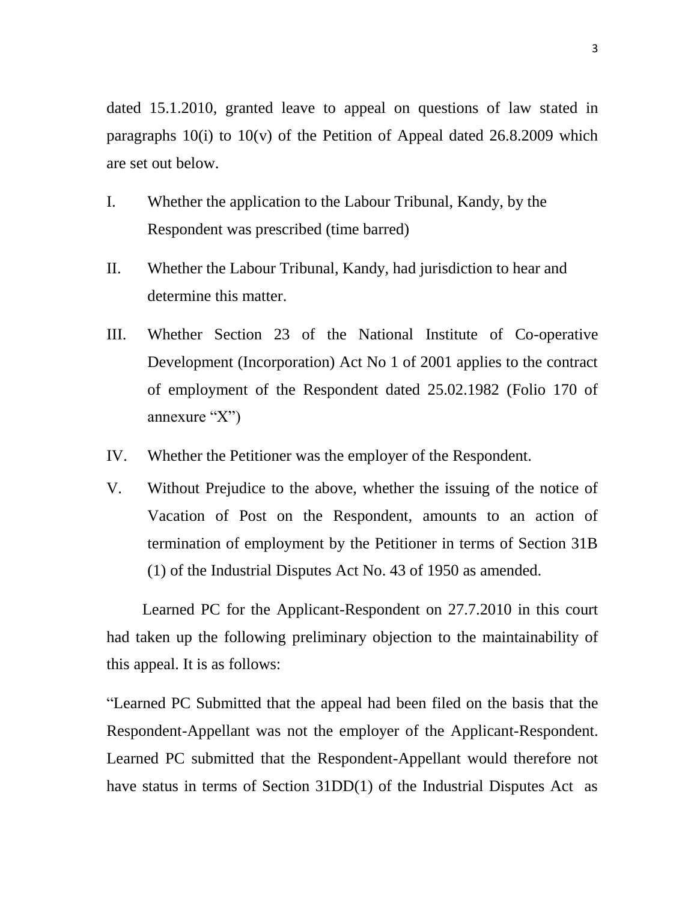dated 15.1.2010, granted leave to appeal on questions of law stated in paragraphs 10(i) to 10(v) of the Petition of Appeal dated 26.8.2009 which are set out below.

I. Whether the application to the Labour Tribunal, Kandy, by the Respondent was prescribed (time barred)

II. Whether the Labour Tribunal, Kandy, had jurisdiction to hear and determine this matter.

III. Whether Section 23 of the National Institute of Co-operative Development (Incorporation) Act No 1 of 2001 applies to the contract of employment of the Respondent dated 25.02.1982 (Folio 170 of annexure "X")

IV. Whether the Petitioner was the employer of the Respondent.

V. Without Prejudice to the above, whether the issuing of the notice of Vacation of Post on the Respondent, amounts to an action of termination of employment by the Petitioner in terms of Section 31B (1) of the Industrial Disputes Act No. 43 of 1950 as amended.

Learned PC for the Applicant-Respondent on 27.7.2010 in this court had taken up the following preliminary objection to the maintainability of this appeal. It is as follows:

"Learned PC Submitted that the appeal had been filed on the basis that the Respondent-Appellant was not the employer of the Applicant-Respondent. Learned PC submitted that the Respondent-Appellant would therefore not have status in terms of Section 31DD(1) of the Industrial Disputes Act as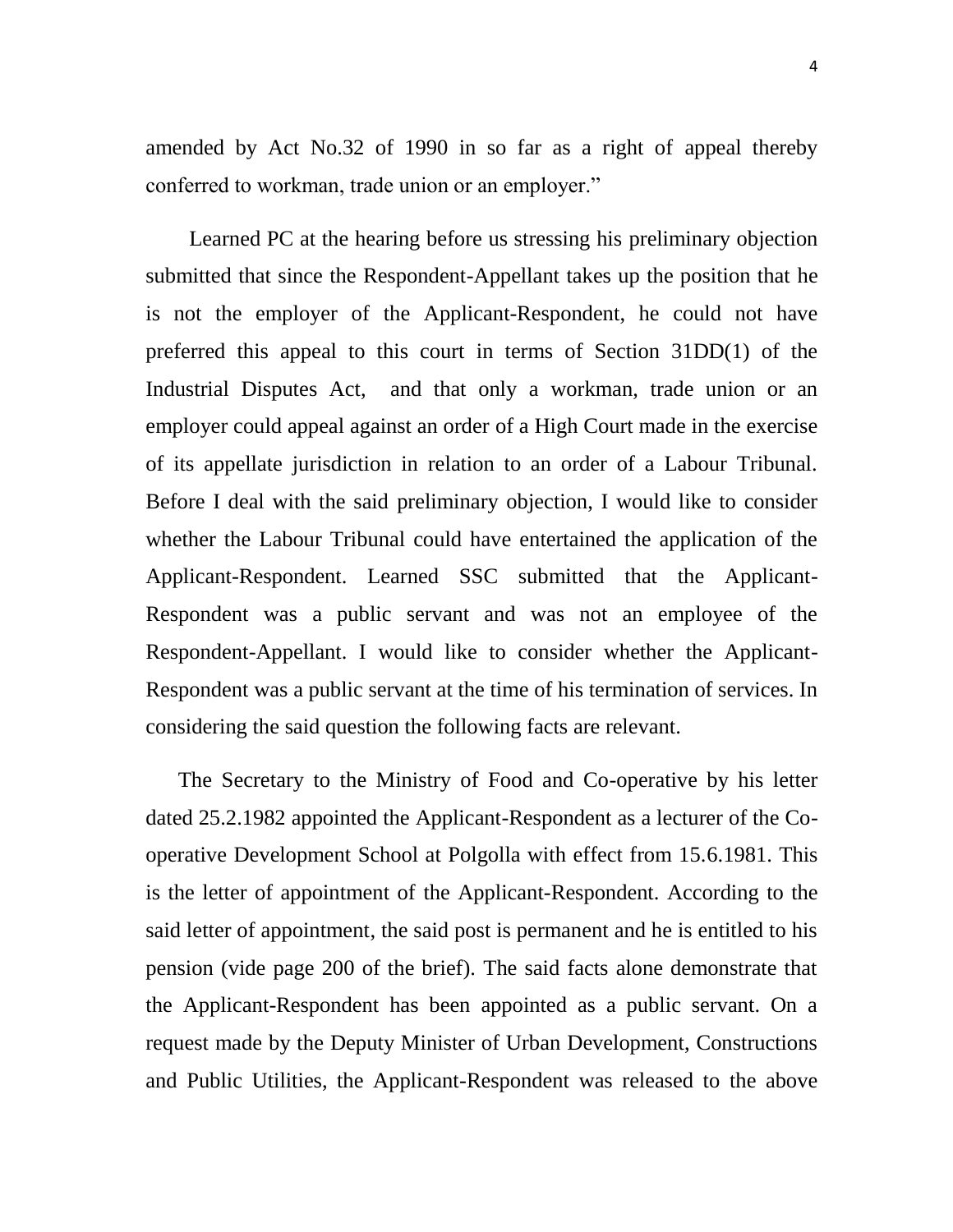amended by Act No.32 of 1990 in so far as a right of appeal thereby conferred to workman, trade union or an employer."

Learned PC at the hearing before us stressing his preliminary objection submitted that since the Respondent-Appellant takes up the position that he is not the employer of the Applicant-Respondent, he could not have preferred this appeal to this court in terms of Section 31DD(1) of the Industrial Disputes Act, and that only a workman, trade union or an employer could appeal against an order of a High Court made in the exercise of its appellate jurisdiction in relation to an order of a Labour Tribunal. Before I deal with the said preliminary objection, I would like to consider whether the Labour Tribunal could have entertained the application of the Applicant-Respondent. Learned SSC submitted that the Applicant-Respondent was a public servant and was not an employee of the Respondent-Appellant. I would like to consider whether the Applicant-Respondent was a public servant at the time of his termination of services. In considering the said question the following facts are relevant.

The Secretary to the Ministry of Food and Co-operative by his letter dated 25.2.1982 appointed the Applicant-Respondent as a lecturer of the Co-operative Development School at Polgolla with effect from 15.6.1981. This is the letter of appointment of the Applicant-Respondent. According to the said letter of appointment, the said post is permanent and he is entitled to his pension (vide page 200 of the brief). The said facts alone demonstrate that the Applicant-Respondent has been appointed as a public servant. On a request made by the Deputy Minister of Urban Development, Constructions and Public Utilities, the Applicant-Respondent was released to the above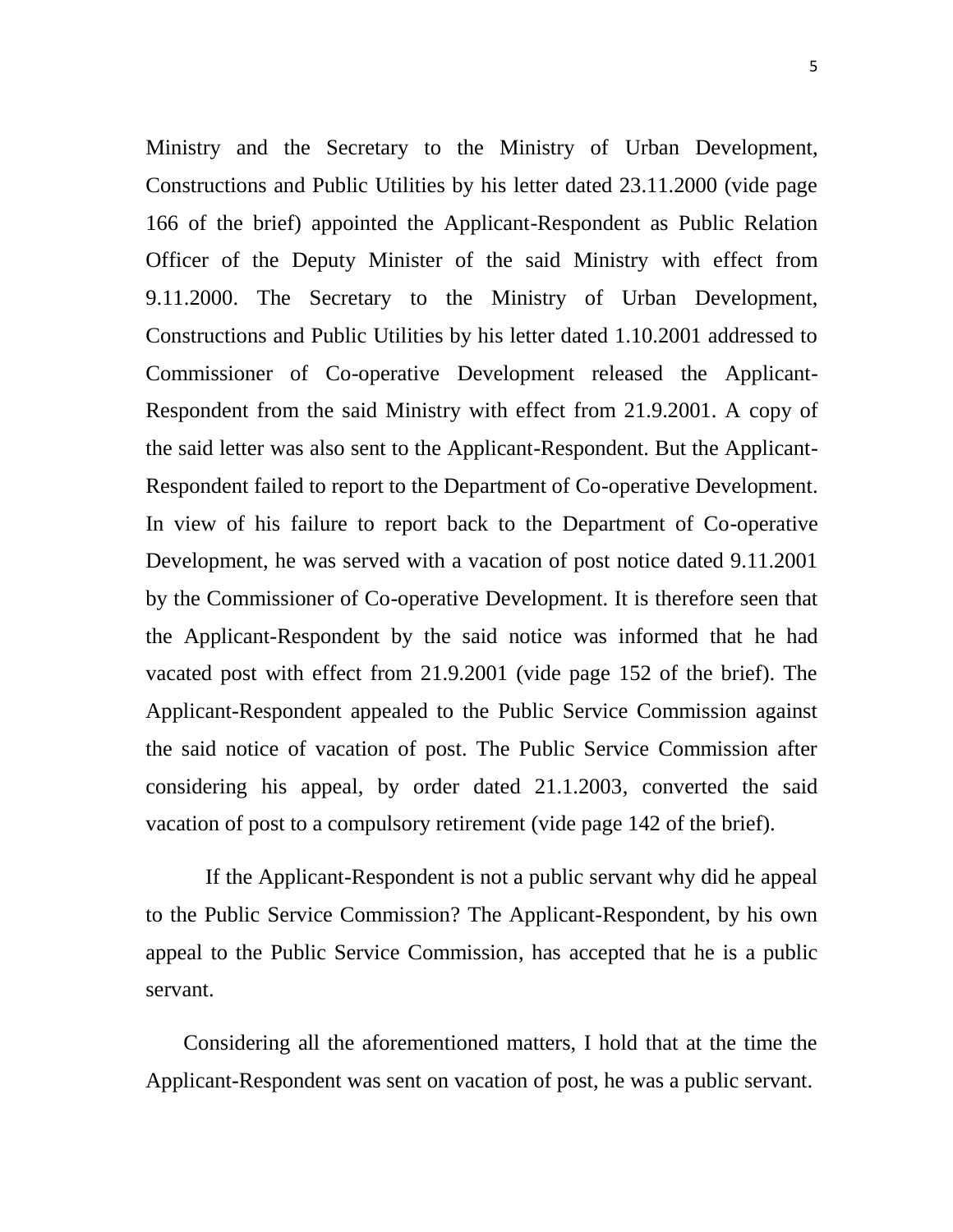Ministry and the Secretary to the Ministry of Urban Development, Constructions and Public Utilities by his letter dated 23.11.2000 (vide page 166 of the brief) appointed the Applicant-Respondent as Public Relation Officer of the Deputy Minister of the said Ministry with effect from 9.11.2000. The Secretary to the Ministry of Urban Development, Constructions and Public Utilities by his letter dated 1.10.2001 addressed to Commissioner of Co-operative Development released the Applicant-Respondent from the said Ministry with effect from 21.9.2001. A copy of the said letter was also sent to the Applicant-Respondent. But the Applicant-Respondent failed to report to the Department of Co-operative Development. In view of his failure to report back to the Department of Co-operative Development, he was served with a vacation of post notice dated 9.11.2001 by the Commissioner of Co-operative Development. It is therefore seen that the Applicant-Respondent by the said notice was informed that he had vacated post with effect from 21.9.2001 (vide page 152 of the brief). The Applicant-Respondent appealed to the Public Service Commission against the said notice of vacation of post. The Public Service Commission after considering his appeal, by order dated 21.1.2003, converted the said vacation of post to a compulsory retirement (vide page 142 of the brief).

If the Applicant-Respondent is not a public servant why did he appeal to the Public Service Commission? The Applicant-Respondent, by his own appeal to the Public Service Commission, has accepted that he is a public servant.

Considering all the aforementioned matters, I hold that at the time the Applicant-Respondent was sent on vacation of post, he was a public servant.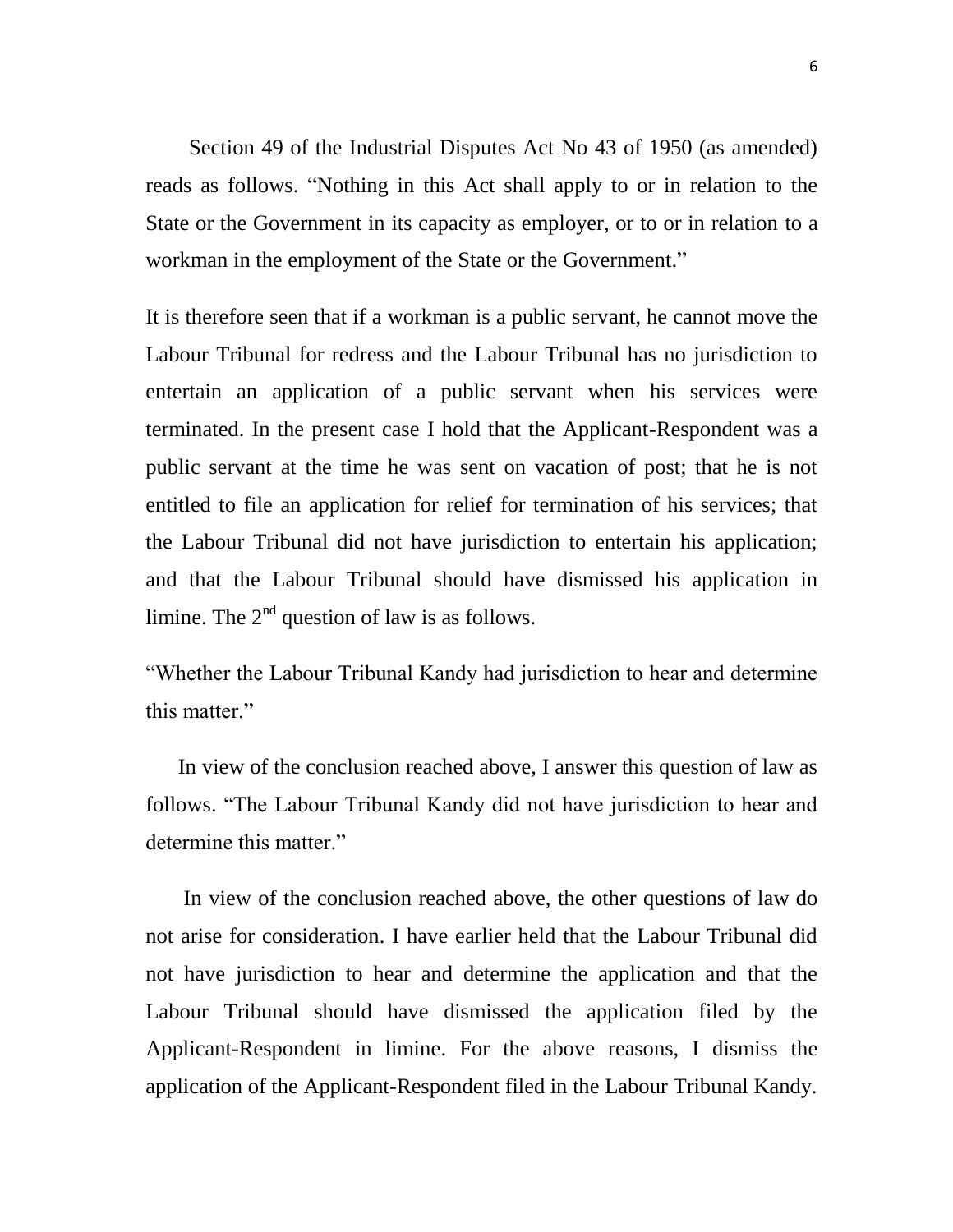Section 49 of the Industrial Disputes Act No 43 of 1950 (as amended) reads as follows. "Nothing in this Act shall apply to or in relation to the State or the Government in its capacity as employer, or to or in relation to a workman in the employment of the State or the Government."

It is therefore seen that if a workman is a public servant, he cannot move the Labour Tribunal for redress and the Labour Tribunal has no jurisdiction to entertain an application of a public servant when his services were terminated. In the present case I hold that the Applicant-Respondent was a public servant at the time he was sent on vacation of post; that he is not entitled to file an application for relief for termination of his services; that the Labour Tribunal did not have jurisdiction to entertain his application; and that the Labour Tribunal should have dismissed his application in limine. The 2nd question of law is as follows.

"Whether the Labour Tribunal Kandy had jurisdiction to hear and determine this matter."

In view of the conclusion reached above, I answer this question of law as follows. "The Labour Tribunal Kandy did not have jurisdiction to hear and determine this matter."

In view of the conclusion reached above, the other questions of law do not arise for consideration. I have earlier held that the Labour Tribunal did not have jurisdiction to hear and determine the application and that the Labour Tribunal should have dismissed the application filed by the Applicant-Respondent in limine. For the above reasons, I dismiss the application of the Applicant-Respondent filed in the Labour Tribunal Kandy.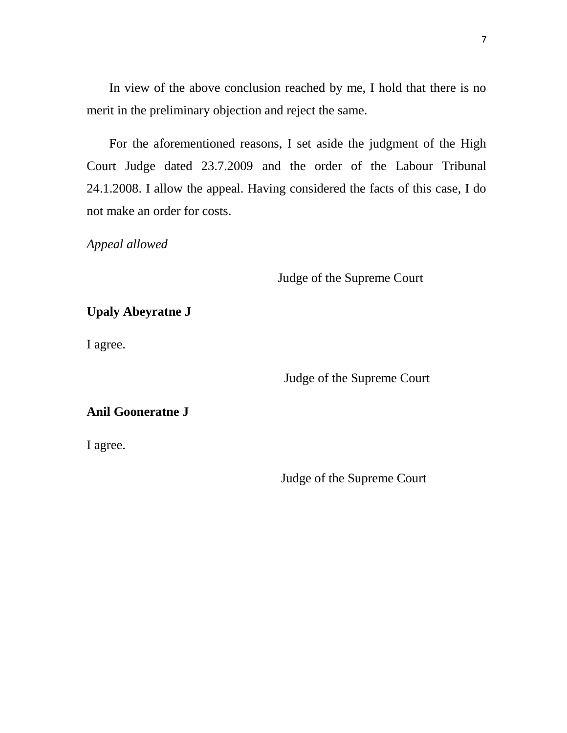In view of the above conclusion reached by me, I hold that there is no merit in the preliminary objection and reject the same.

For the aforementioned reasons, I set aside the judgment of the High Court Judge dated 23.7.2009 and the order of the Labour Tribunal 24.1.2008. I allow the appeal. Having considered the facts of this case, I do not make an order for costs.

*Appeal allowed*

Judge of the Supreme Court

**Upaly Abeyratne J**

I agree.

Judge of the Supreme Court

**Anil Gooneratne J**

I agree.

Judge of the Supreme Court